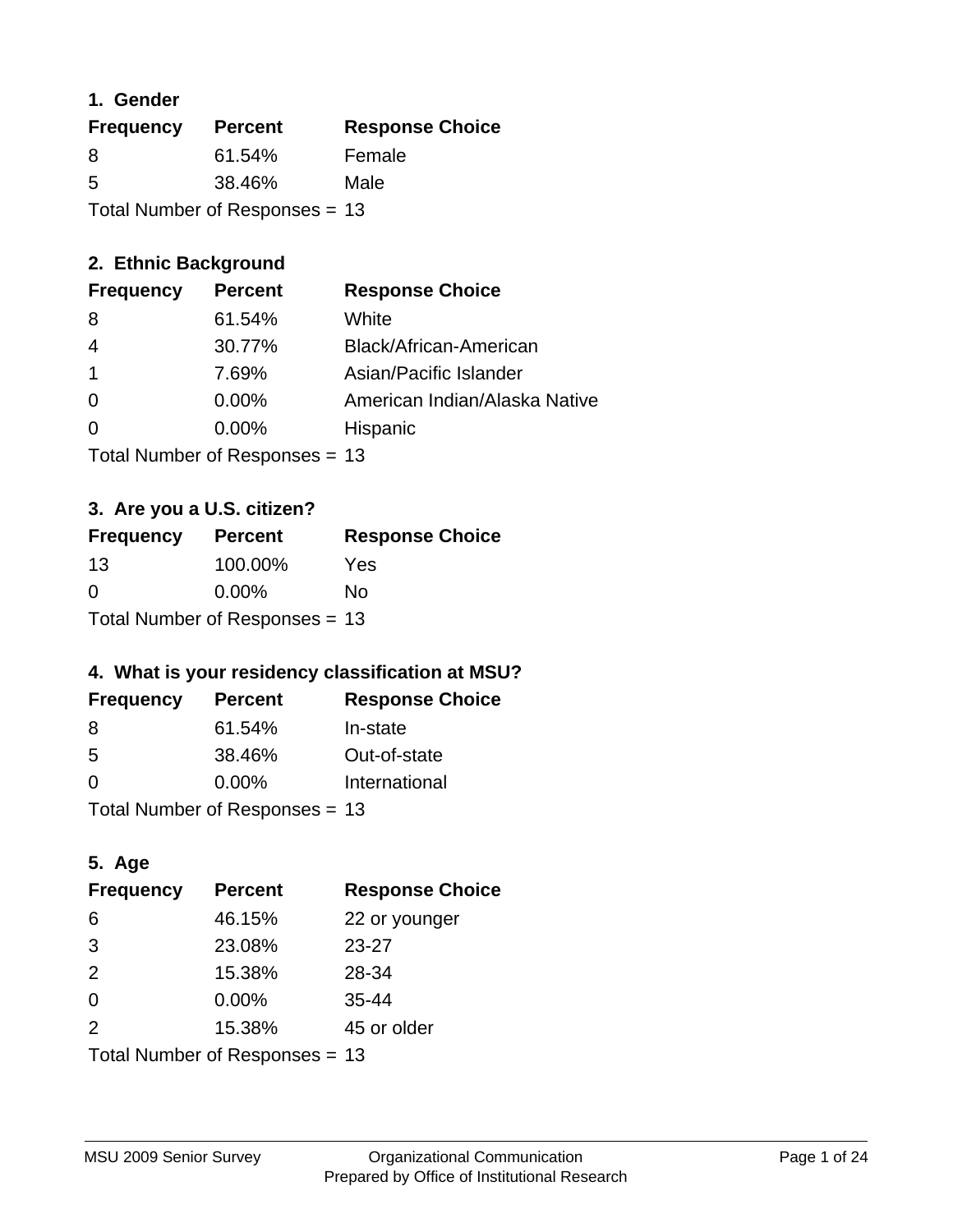### 1. Gender

| Frequency | Percent | Response Choice |
|---|---|---|
| 8 | 61.54% | Female |
| 5 | 38.46% | Male |

Total Number of Responses = 13

### 2. Ethnic Background

| Frequency | Percent | Response Choice |
|---|---|---|
| 8 | 61.54% | White |
| 4 | 30.77% | Black/African-American |
| 1 | 7.69% | Asian/Pacific Islander |
| 0 | 0.00% | American Indian/Alaska Native |
| 0 | 0.00% | Hispanic |

Total Number of Responses = 13

### 3. Are you a U.S. citizen?

| Frequency | Percent | Response Choice |
|---|---|---|
| 13 | 100.00% | Yes |
| 0 | 0.00% | No |

Total Number of Responses = 13

### 4. What is your residency classification at MSU?

| Frequency | Percent | Response Choice |
|---|---|---|
| 8 | 61.54% | In-state |
| 5 | 38.46% | Out-of-state |
| 0 | 0.00% | International |

Total Number of Responses = 13

### 5. Age

| Frequency | Percent | Response Choice |
|---|---|---|
| 6 | 46.15% | 22 or younger |
| 3 | 23.08% | 23-27 |
| 2 | 15.38% | 28-34 |
| 0 | 0.00% | 35-44 |
| 2 | 15.38% | 45 or older |

Total Number of Responses = 13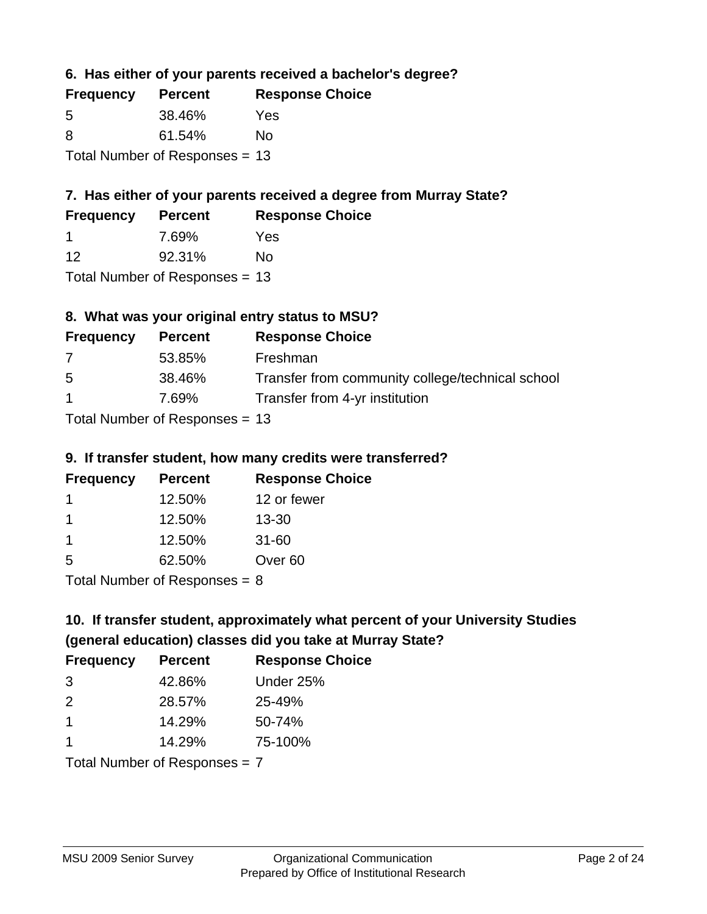### 6. Has either of your parents received a bachelor's degree?

| Frequency | Percent | Response Choice |
|---|---|---|
| 5 | 38.46% | Yes |
| 8 | 61.54% | No |

Total Number of Responses = 13

### 7. Has either of your parents received a degree from Murray State?

| Frequency | Percent | Response Choice |
|---|---|---|
| 1 | 7.69% | Yes |
| 12 | 92.31% | No |

Total Number of Responses = 13

### 8. What was your original entry status to MSU?

| Frequency | Percent | Response Choice |
|---|---|---|
| 7 | 53.85% | Freshman |
| 5 | 38.46% | Transfer from community college/technical school |
| 1 | 7.69% | Transfer from 4-yr institution |

Total Number of Responses = 13

### 9. If transfer student, how many credits were transferred?

| Frequency | Percent | Response Choice |
|---|---|---|
| 1 | 12.50% | 12 or fewer |
| 1 | 12.50% | 13-30 |
| 1 | 12.50% | 31-60 |
| 5 | 62.50% | Over 60 |

Total Number of Responses = 8

### 10. If transfer student, approximately what percent of your University Studies (general education) classes did you take at Murray State?

| Frequency | Percent | Response Choice |
|---|---|---|
| 3 | 42.86% | Under 25% |
| 2 | 28.57% | 25-49% |
| 1 | 14.29% | 50-74% |
| 1 | 14.29% | 75-100% |

Total Number of Responses = 7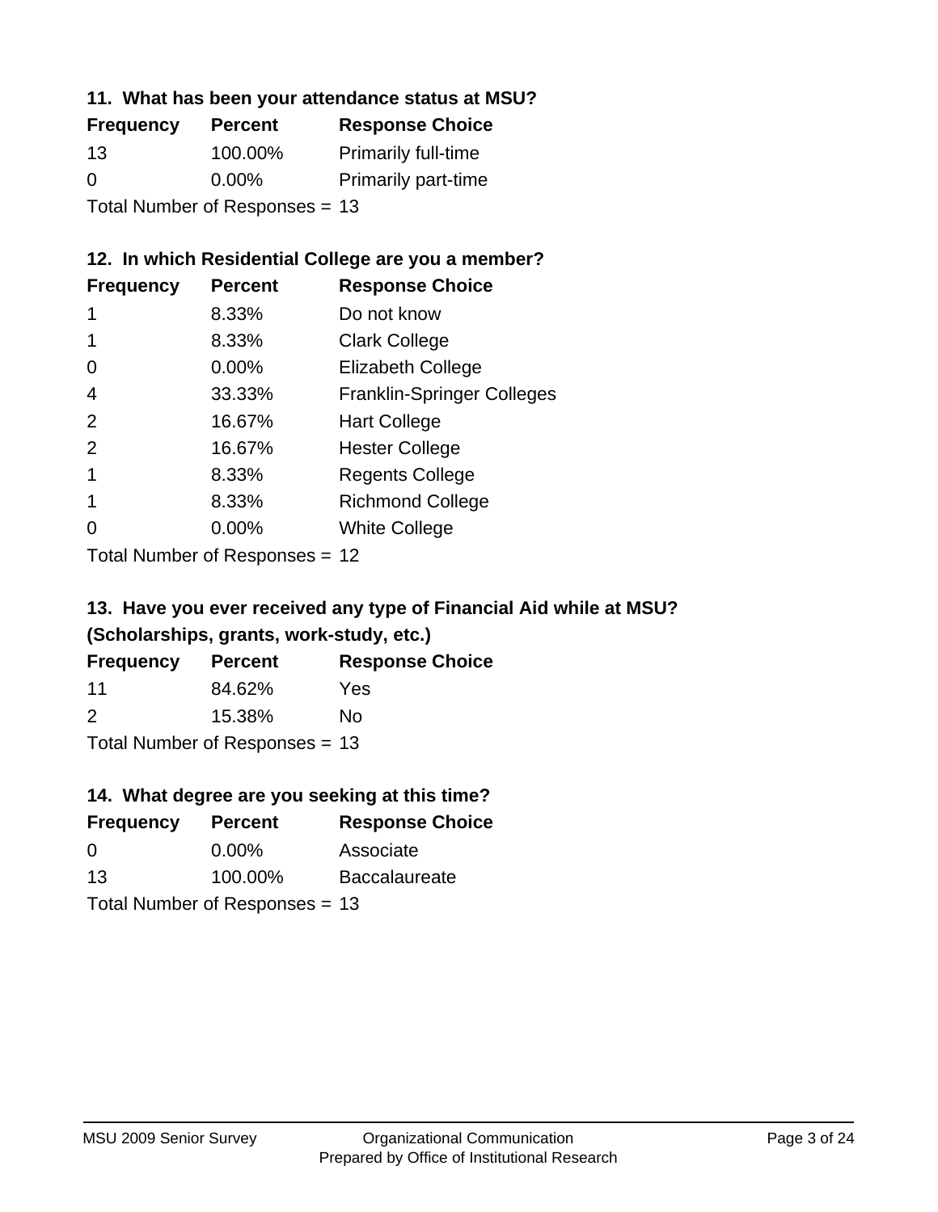### 11. What has been your attendance status at MSU?

| Frequency | Percent | Response Choice |
|---|---|---|
| 13 | 100.00% | Primarily full-time |
| 0 | 0.00% | Primarily part-time |

Total Number of Responses = 13

### 12. In which Residential College are you a member?

| Frequency | Percent | Response Choice |
|---|---|---|
| 1 | 8.33% | Do not know |
| 1 | 8.33% | Clark College |
| 0 | 0.00% | Elizabeth College |
| 4 | 33.33% | Franklin-Springer Colleges |
| 2 | 16.67% | Hart College |
| 2 | 16.67% | Hester College |
| 1 | 8.33% | Regents College |
| 1 | 8.33% | Richmond College |
| 0 | 0.00% | White College |

Total Number of Responses = 12

### 13. Have you ever received any type of Financial Aid while at MSU? (Scholarships, grants, work-study, etc.)

| Frequency | Percent | Response Choice |
|---|---|---|
| 11 | 84.62% | Yes |
| 2 | 15.38% | No |

Total Number of Responses = 13

### 14. What degree are you seeking at this time?

| Frequency | Percent | Response Choice |
|---|---|---|
| 0 | 0.00% | Associate |
| 13 | 100.00% | Baccalaureate |

Total Number of Responses = 13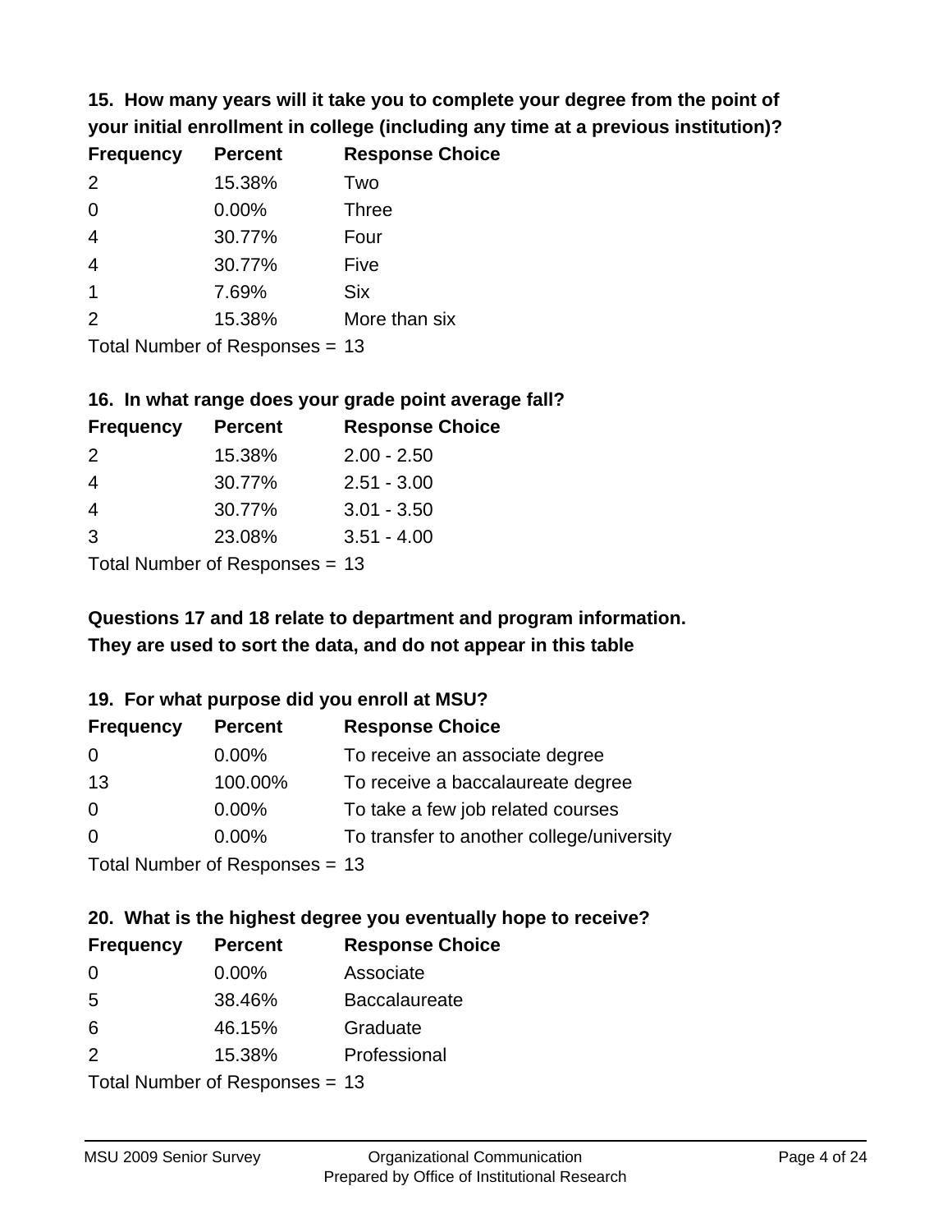**15. How many years will it take you to complete your degree from the point of your initial enrollment in college (including any time at a previous institution)?**

| Frequency | Percent | Response Choice |
| --- | --- | --- |
| 2 | 15.38% | Two |
| 0 | 0.00% | Three |
| 4 | 30.77% | Four |
| 4 | 30.77% | Five |
| 1 | 7.69% | Six |
| 2 | 15.38% | More than six |

Total Number of Responses = 13

**16. In what range does your grade point average fall?**

| Frequency | Percent | Response Choice |
| --- | --- | --- |
| 2 | 15.38% | 2.00 - 2.50 |
| 4 | 30.77% | 2.51 - 3.00 |
| 4 | 30.77% | 3.01 - 3.50 |
| 3 | 23.08% | 3.51 - 4.00 |

Total Number of Responses = 13

**Questions 17 and 18 relate to department and program information. They are used to sort the data, and do not appear in this table**

**19. For what purpose did you enroll at MSU?**

| Frequency | Percent | Response Choice |
| --- | --- | --- |
| 0 | 0.00% | To receive an associate degree |
| 13 | 100.00% | To receive a baccalaureate degree |
| 0 | 0.00% | To take a few job related courses |
| 0 | 0.00% | To transfer to another college/university |

Total Number of Responses = 13

**20. What is the highest degree you eventually hope to receive?**

| Frequency | Percent | Response Choice |
| --- | --- | --- |
| 0 | 0.00% | Associate |
| 5 | 38.46% | Baccalaureate |
| 6 | 46.15% | Graduate |
| 2 | 15.38% | Professional |

Total Number of Responses = 13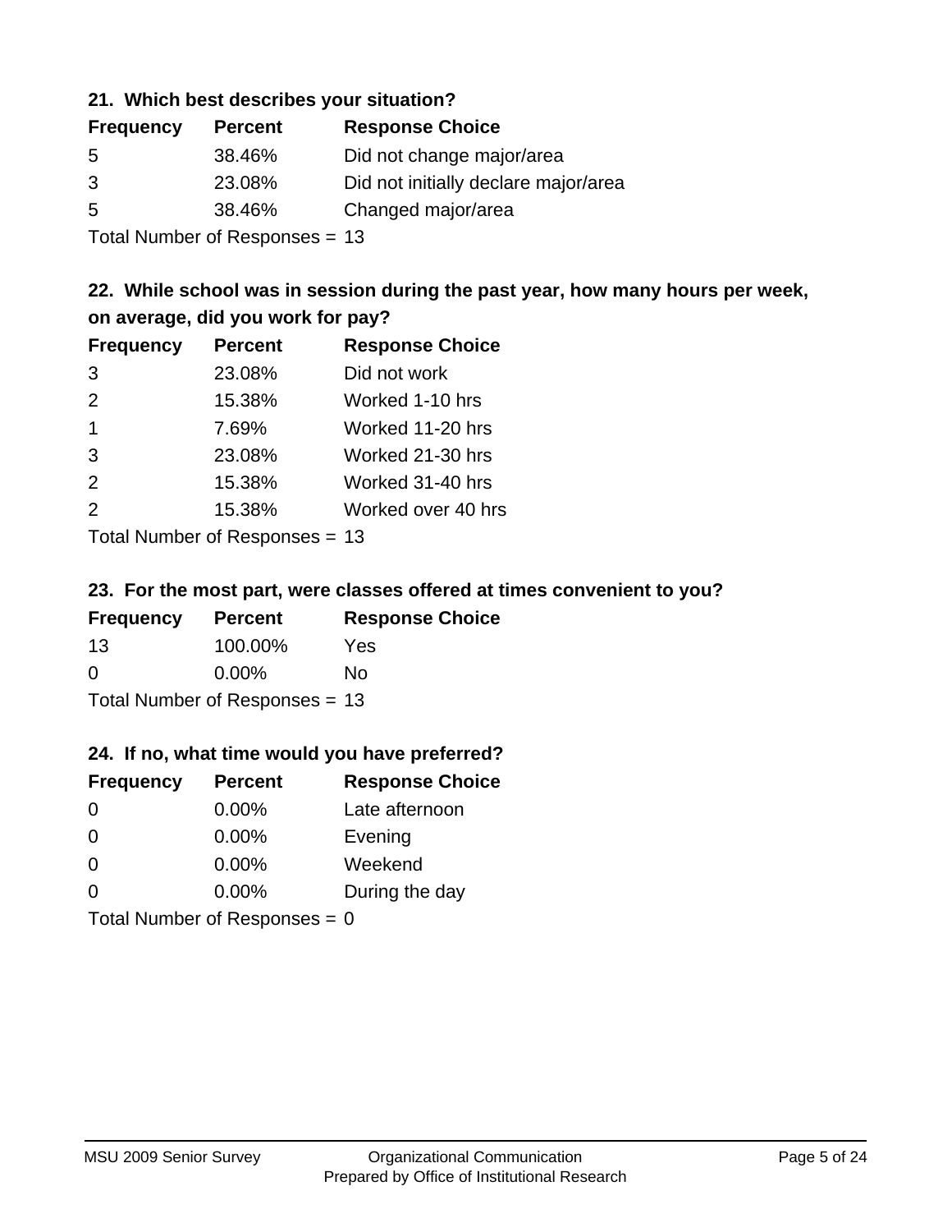### 21. Which best describes your situation?

| Frequency | Percent | Response Choice |
|---|---|---|
| 5 | 38.46% | Did not change major/area |
| 3 | 23.08% | Did not initially declare major/area |
| 5 | 38.46% | Changed major/area |

Total Number of Responses = 13

### 22. While school was in session during the past year, how many hours per week, on average, did you work for pay?

| Frequency | Percent | Response Choice |
|---|---|---|
| 3 | 23.08% | Did not work |
| 2 | 15.38% | Worked 1-10 hrs |
| 1 | 7.69% | Worked 11-20 hrs |
| 3 | 23.08% | Worked 21-30 hrs |
| 2 | 15.38% | Worked 31-40 hrs |
| 2 | 15.38% | Worked over 40 hrs |

Total Number of Responses = 13

### 23. For the most part, were classes offered at times convenient to you?

| Frequency | Percent | Response Choice |
|---|---|---|
| 13 | 100.00% | Yes |
| 0 | 0.00% | No |

Total Number of Responses = 13

### 24. If no, what time would you have preferred?

| Frequency | Percent | Response Choice |
|---|---|---|
| 0 | 0.00% | Late afternoon |
| 0 | 0.00% | Evening |
| 0 | 0.00% | Weekend |
| 0 | 0.00% | During the day |

Total Number of Responses = 0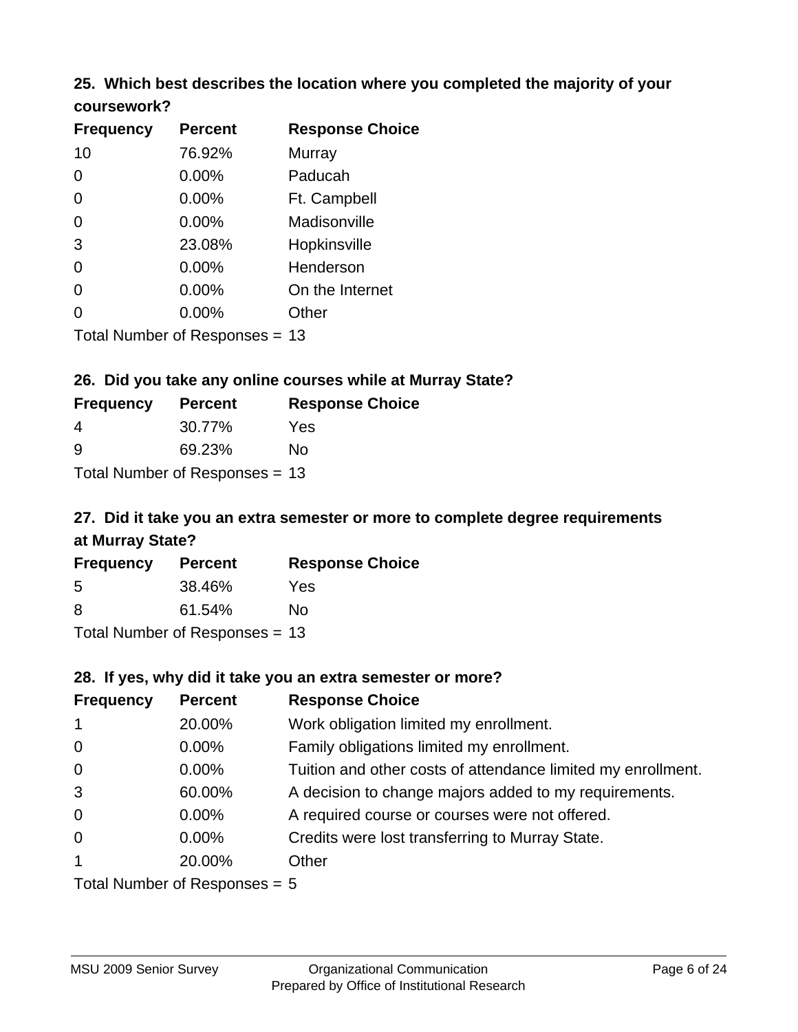**25. Which best describes the location where you completed the majority of your coursework?**

| Frequency | Percent | Response Choice |
|---|---|---|
| 10 | 76.92% | Murray |
| 0 | 0.00% | Paducah |
| 0 | 0.00% | Ft. Campbell |
| 0 | 0.00% | Madisonville |
| 3 | 23.08% | Hopkinsville |
| 0 | 0.00% | Henderson |
| 0 | 0.00% | On the Internet |
| 0 | 0.00% | Other |

Total Number of Responses = 13

**26. Did you take any online courses while at Murray State?**

| Frequency | Percent | Response Choice |
|---|---|---|
| 4 | 30.77% | Yes |
| 9 | 69.23% | No |

Total Number of Responses = 13

**27. Did it take you an extra semester or more to complete degree requirements at Murray State?**

| Frequency | Percent | Response Choice |
|---|---|---|
| 5 | 38.46% | Yes |
| 8 | 61.54% | No |

Total Number of Responses = 13

**28. If yes, why did it take you an extra semester or more?**

| Frequency | Percent | Response Choice |
|---|---|---|
| 1 | 20.00% | Work obligation limited my enrollment. |
| 0 | 0.00% | Family obligations limited my enrollment. |
| 0 | 0.00% | Tuition and other costs of attendance limited my enrollment. |
| 3 | 60.00% | A decision to change majors added to my requirements. |
| 0 | 0.00% | A required course or courses were not offered. |
| 0 | 0.00% | Credits were lost transferring to Murray State. |
| 1 | 20.00% | Other |

Total Number of Responses = 5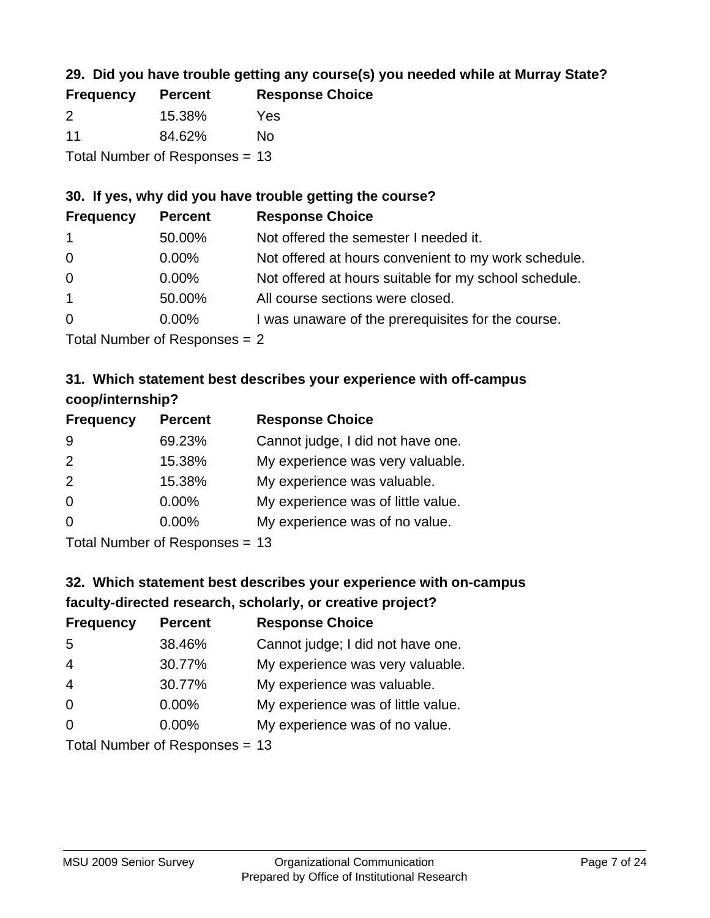### 29. Did you have trouble getting any course(s) you needed while at Murray State?

| Frequency | Percent | Response Choice |
|---|---|---|
| 2 | 15.38% | Yes |
| 11 | 84.62% | No |

Total Number of Responses = 13

### 30. If yes, why did you have trouble getting the course?

| Frequency | Percent | Response Choice |
|---|---|---|
| 1 | 50.00% | Not offered the semester I needed it. |
| 0 | 0.00% | Not offered at hours convenient to my work schedule. |
| 0 | 0.00% | Not offered at hours suitable for my school schedule. |
| 1 | 50.00% | All course sections were closed. |
| 0 | 0.00% | I was unaware of the prerequisites for the course. |

Total Number of Responses = 2

### 31. Which statement best describes your experience with off-campus coop/internship?

| Frequency | Percent | Response Choice |
|---|---|---|
| 9 | 69.23% | Cannot judge, I did not have one. |
| 2 | 15.38% | My experience was very valuable. |
| 2 | 15.38% | My experience was valuable. |
| 0 | 0.00% | My experience was of little value. |
| 0 | 0.00% | My experience was of no value. |

Total Number of Responses = 13

### 32. Which statement best describes your experience with on-campus faculty-directed research, scholarly, or creative project?

| Frequency | Percent | Response Choice |
|---|---|---|
| 5 | 38.46% | Cannot judge; I did not have one. |
| 4 | 30.77% | My experience was very valuable. |
| 4 | 30.77% | My experience was valuable. |
| 0 | 0.00% | My experience was of little value. |
| 0 | 0.00% | My experience was of no value. |

Total Number of Responses = 13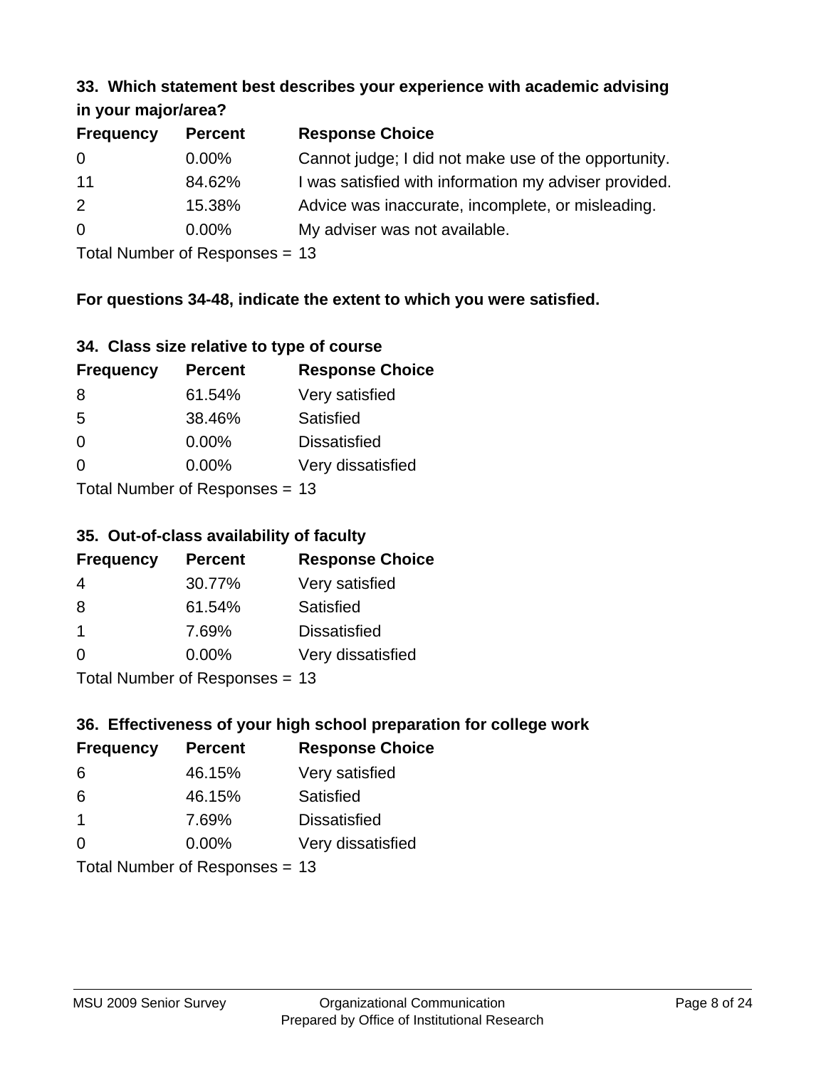### 33. Which statement best describes your experience with academic advising in your major/area?

| Frequency | Percent | Response Choice |
|---|---|---|
| 0 | 0.00% | Cannot judge; I did not make use of the opportunity. |
| 11 | 84.62% | I was satisfied with information my adviser provided. |
| 2 | 15.38% | Advice was inaccurate, incomplete, or misleading. |
| 0 | 0.00% | My adviser was not available. |

Total Number of Responses = 13

**For questions 34-48, indicate the extent to which you were satisfied.**

### 34. Class size relative to type of course

| Frequency | Percent | Response Choice |
|---|---|---|
| 8 | 61.54% | Very satisfied |
| 5 | 38.46% | Satisfied |
| 0 | 0.00% | Dissatisfied |
| 0 | 0.00% | Very dissatisfied |

Total Number of Responses = 13

### 35. Out-of-class availability of faculty

| Frequency | Percent | Response Choice |
|---|---|---|
| 4 | 30.77% | Very satisfied |
| 8 | 61.54% | Satisfied |
| 1 | 7.69% | Dissatisfied |
| 0 | 0.00% | Very dissatisfied |

Total Number of Responses = 13

### 36. Effectiveness of your high school preparation for college work

| Frequency | Percent | Response Choice |
|---|---|---|
| 6 | 46.15% | Very satisfied |
| 6 | 46.15% | Satisfied |
| 1 | 7.69% | Dissatisfied |
| 0 | 0.00% | Very dissatisfied |

Total Number of Responses = 13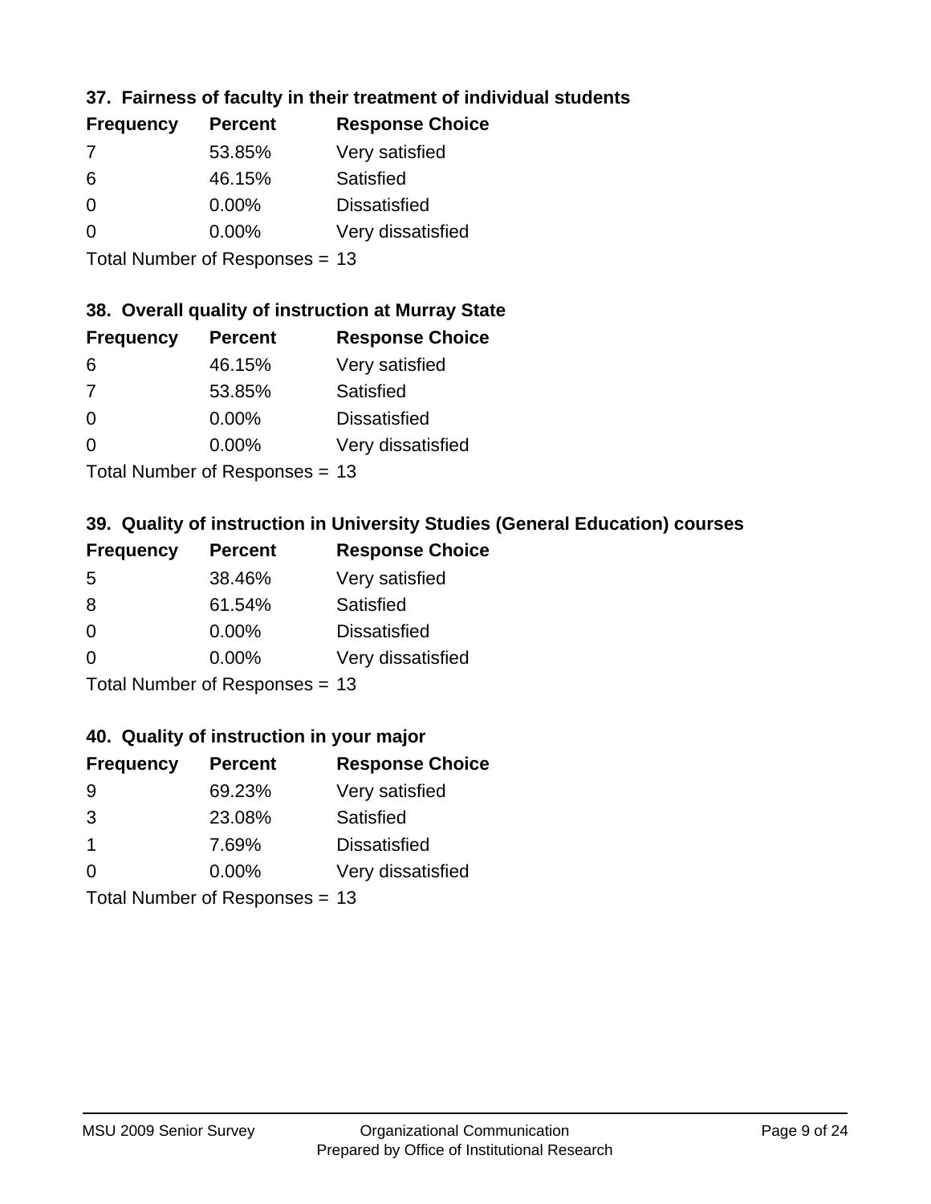### 37. Fairness of faculty in their treatment of individual students

| Frequency | Percent | Response Choice |
|---|---|---|
| 7 | 53.85% | Very satisfied |
| 6 | 46.15% | Satisfied |
| 0 | 0.00% | Dissatisfied |
| 0 | 0.00% | Very dissatisfied |

Total Number of Responses = 13

### 38. Overall quality of instruction at Murray State

| Frequency | Percent | Response Choice |
|---|---|---|
| 6 | 46.15% | Very satisfied |
| 7 | 53.85% | Satisfied |
| 0 | 0.00% | Dissatisfied |
| 0 | 0.00% | Very dissatisfied |

Total Number of Responses = 13

### 39. Quality of instruction in University Studies (General Education) courses

| Frequency | Percent | Response Choice |
|---|---|---|
| 5 | 38.46% | Very satisfied |
| 8 | 61.54% | Satisfied |
| 0 | 0.00% | Dissatisfied |
| 0 | 0.00% | Very dissatisfied |

Total Number of Responses = 13

### 40. Quality of instruction in your major

| Frequency | Percent | Response Choice |
|---|---|---|
| 9 | 69.23% | Very satisfied |
| 3 | 23.08% | Satisfied |
| 1 | 7.69% | Dissatisfied |
| 0 | 0.00% | Very dissatisfied |

Total Number of Responses = 13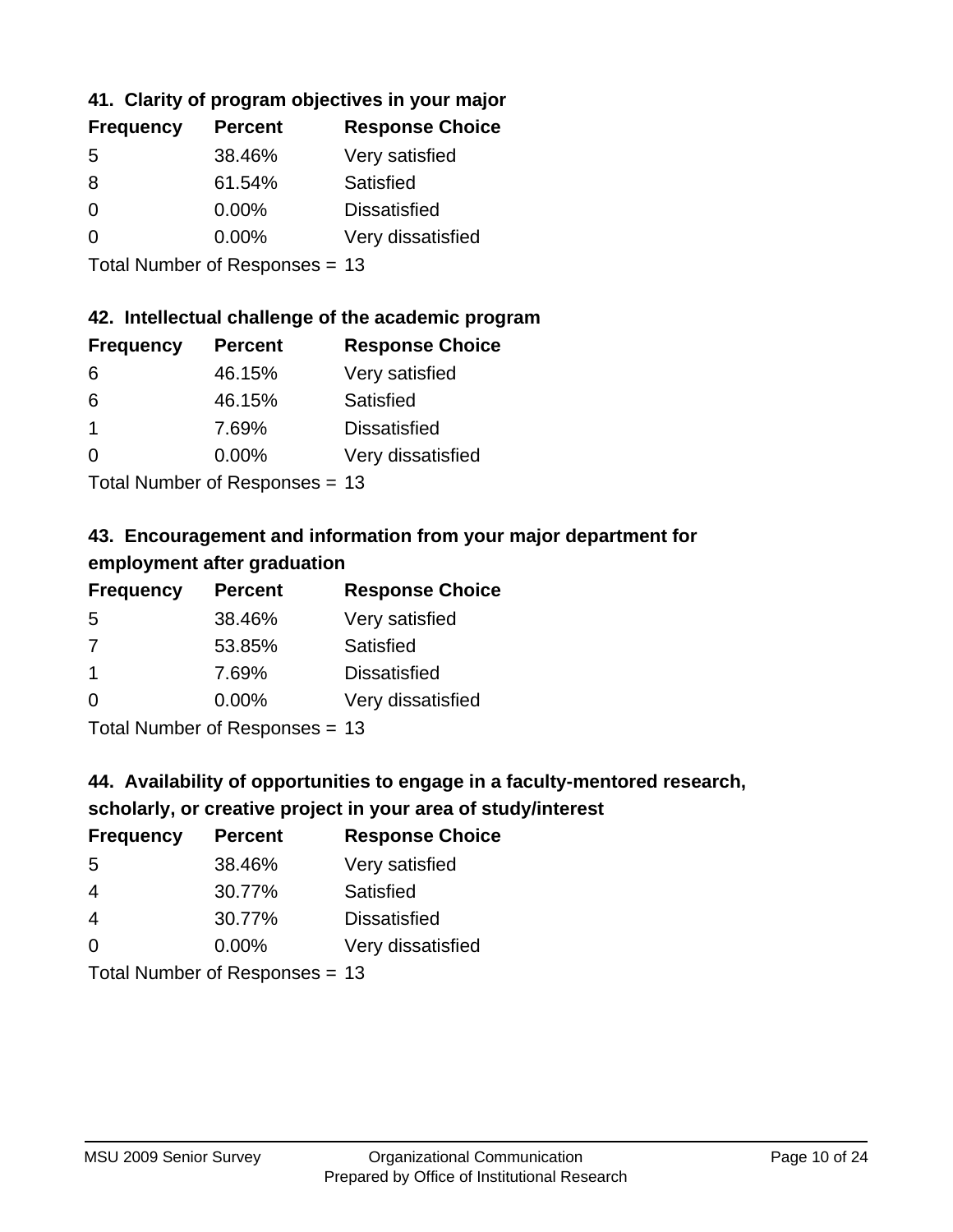### 41. Clarity of program objectives in your major

| Frequency | Percent | Response Choice |
|---|---|---|
| 5 | 38.46% | Very satisfied |
| 8 | 61.54% | Satisfied |
| 0 | 0.00% | Dissatisfied |
| 0 | 0.00% | Very dissatisfied |

Total Number of Responses = 13

### 42. Intellectual challenge of the academic program

| Frequency | Percent | Response Choice |
|---|---|---|
| 6 | 46.15% | Very satisfied |
| 6 | 46.15% | Satisfied |
| 1 | 7.69% | Dissatisfied |
| 0 | 0.00% | Very dissatisfied |

Total Number of Responses = 13

### 43. Encouragement and information from your major department for employment after graduation

| Frequency | Percent | Response Choice |
|---|---|---|
| 5 | 38.46% | Very satisfied |
| 7 | 53.85% | Satisfied |
| 1 | 7.69% | Dissatisfied |
| 0 | 0.00% | Very dissatisfied |

Total Number of Responses = 13

### 44. Availability of opportunities to engage in a faculty-mentored research, scholarly, or creative project in your area of study/interest

| Frequency | Percent | Response Choice |
|---|---|---|
| 5 | 38.46% | Very satisfied |
| 4 | 30.77% | Satisfied |
| 4 | 30.77% | Dissatisfied |
| 0 | 0.00% | Very dissatisfied |

Total Number of Responses = 13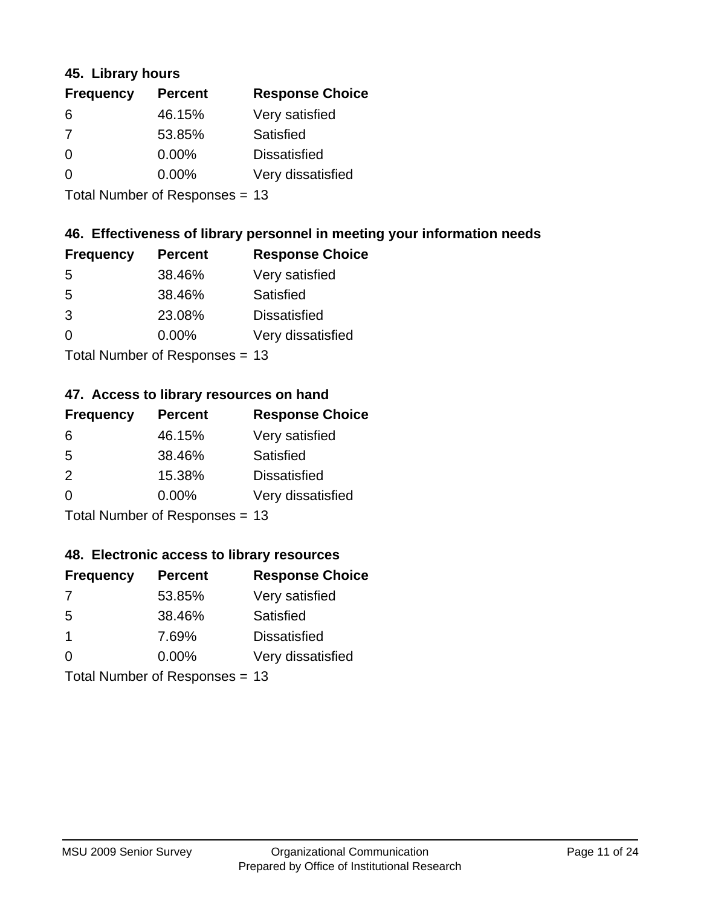### 45. Library hours

| Frequency | Percent | Response Choice |
|---|---|---|
| 6 | 46.15% | Very satisfied |
| 7 | 53.85% | Satisfied |
| 0 | 0.00% | Dissatisfied |
| 0 | 0.00% | Very dissatisfied |

Total Number of Responses = 13

### 46. Effectiveness of library personnel in meeting your information needs

| Frequency | Percent | Response Choice |
|---|---|---|
| 5 | 38.46% | Very satisfied |
| 5 | 38.46% | Satisfied |
| 3 | 23.08% | Dissatisfied |
| 0 | 0.00% | Very dissatisfied |

Total Number of Responses = 13

### 47. Access to library resources on hand

| Frequency | Percent | Response Choice |
|---|---|---|
| 6 | 46.15% | Very satisfied |
| 5 | 38.46% | Satisfied |
| 2 | 15.38% | Dissatisfied |
| 0 | 0.00% | Very dissatisfied |

Total Number of Responses = 13

### 48. Electronic access to library resources

| Frequency | Percent | Response Choice |
|---|---|---|
| 7 | 53.85% | Very satisfied |
| 5 | 38.46% | Satisfied |
| 1 | 7.69% | Dissatisfied |
| 0 | 0.00% | Very dissatisfied |

Total Number of Responses = 13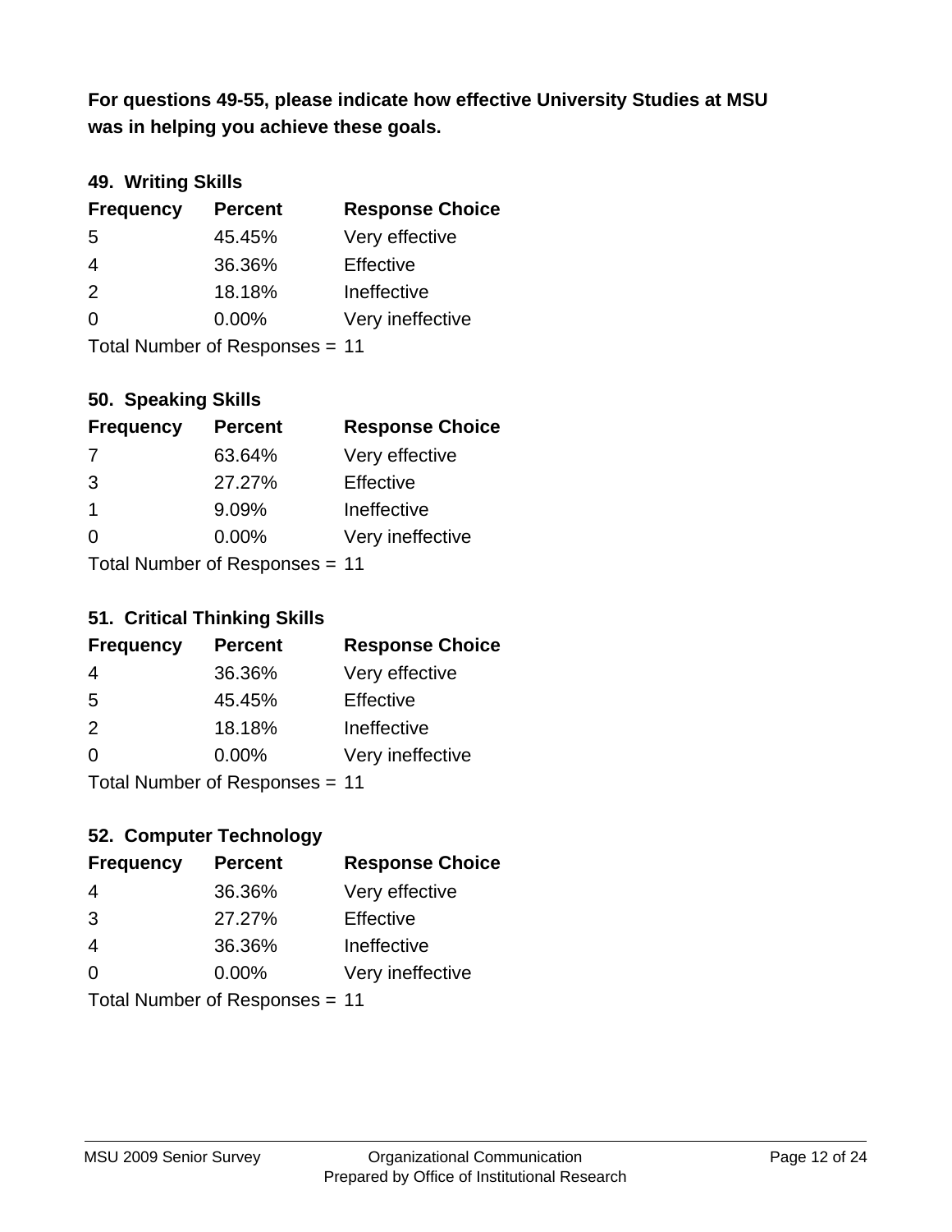**For questions 49-55, please indicate how effective University Studies at MSU was in helping you achieve these goals.**

### 49. Writing Skills

| Frequency | Percent | Response Choice |
|---|---|---|
| 5 | 45.45% | Very effective |
| 4 | 36.36% | Effective |
| 2 | 18.18% | Ineffective |
| 0 | 0.00% | Very ineffective |

Total Number of Responses = 11

### 50. Speaking Skills

| Frequency | Percent | Response Choice |
|---|---|---|
| 7 | 63.64% | Very effective |
| 3 | 27.27% | Effective |
| 1 | 9.09% | Ineffective |
| 0 | 0.00% | Very ineffective |

Total Number of Responses = 11

### 51. Critical Thinking Skills

| Frequency | Percent | Response Choice |
|---|---|---|
| 4 | 36.36% | Very effective |
| 5 | 45.45% | Effective |
| 2 | 18.18% | Ineffective |
| 0 | 0.00% | Very ineffective |

Total Number of Responses = 11

### 52. Computer Technology

| Frequency | Percent | Response Choice |
|---|---|---|
| 4 | 36.36% | Very effective |
| 3 | 27.27% | Effective |
| 4 | 36.36% | Ineffective |
| 0 | 0.00% | Very ineffective |

Total Number of Responses = 11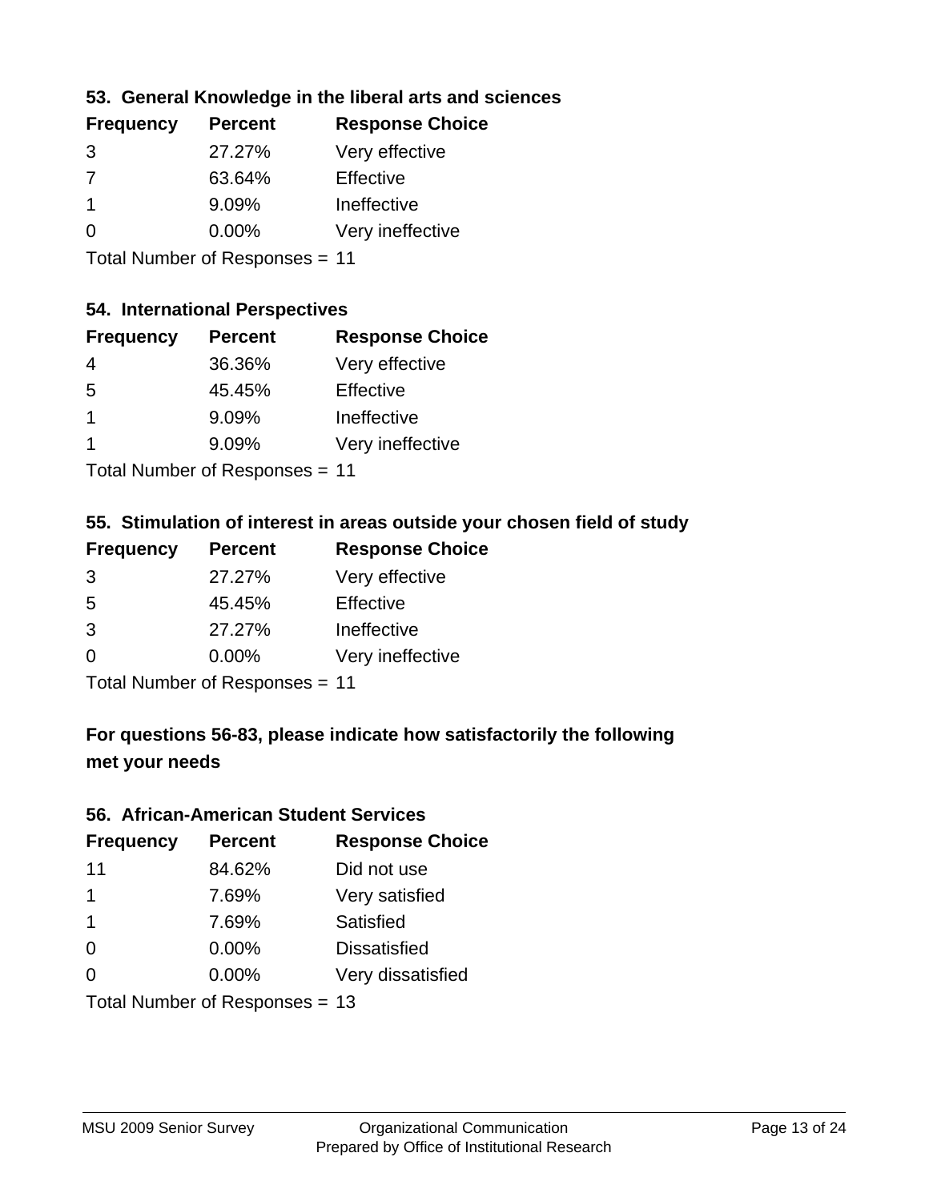### 53. General Knowledge in the liberal arts and sciences

| Frequency | Percent | Response Choice |
|---|---|---|
| 3 | 27.27% | Very effective |
| 7 | 63.64% | Effective |
| 1 | 9.09% | Ineffective |
| 0 | 0.00% | Very ineffective |

Total Number of Responses = 11

### 54. International Perspectives

| Frequency | Percent | Response Choice |
|---|---|---|
| 4 | 36.36% | Very effective |
| 5 | 45.45% | Effective |
| 1 | 9.09% | Ineffective |
| 1 | 9.09% | Very ineffective |

Total Number of Responses = 11

### 55. Stimulation of interest in areas outside your chosen field of study

| Frequency | Percent | Response Choice |
|---|---|---|
| 3 | 27.27% | Very effective |
| 5 | 45.45% | Effective |
| 3 | 27.27% | Ineffective |
| 0 | 0.00% | Very ineffective |

Total Number of Responses = 11

## For questions 56-83, please indicate how satisfactorily the following met your needs

### 56. African-American Student Services

| Frequency | Percent | Response Choice |
|---|---|---|
| 11 | 84.62% | Did not use |
| 1 | 7.69% | Very satisfied |
| 1 | 7.69% | Satisfied |
| 0 | 0.00% | Dissatisfied |
| 0 | 0.00% | Very dissatisfied |

Total Number of Responses = 13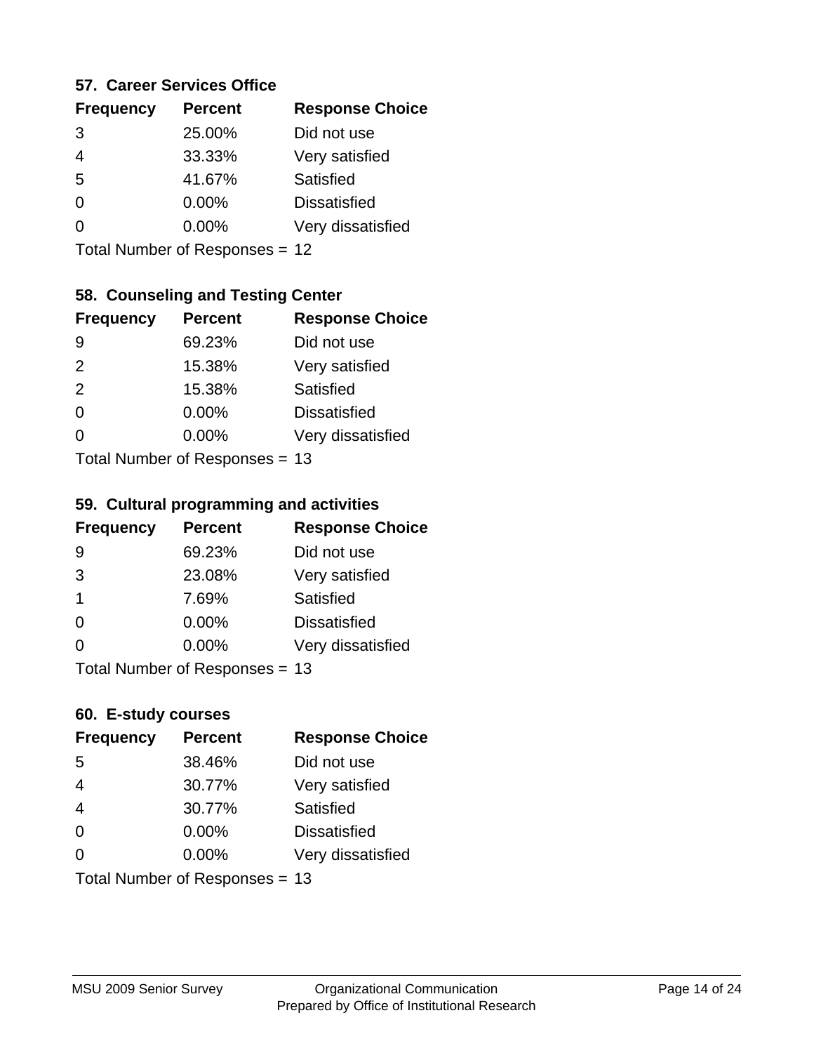### 57. Career Services Office

| Frequency | Percent | Response Choice |
|---|---|---|
| 3 | 25.00% | Did not use |
| 4 | 33.33% | Very satisfied |
| 5 | 41.67% | Satisfied |
| 0 | 0.00% | Dissatisfied |
| 0 | 0.00% | Very dissatisfied |

Total Number of Responses = 12

### 58. Counseling and Testing Center

| Frequency | Percent | Response Choice |
|---|---|---|
| 9 | 69.23% | Did not use |
| 2 | 15.38% | Very satisfied |
| 2 | 15.38% | Satisfied |
| 0 | 0.00% | Dissatisfied |
| 0 | 0.00% | Very dissatisfied |

Total Number of Responses = 13

### 59. Cultural programming and activities

| Frequency | Percent | Response Choice |
|---|---|---|
| 9 | 69.23% | Did not use |
| 3 | 23.08% | Very satisfied |
| 1 | 7.69% | Satisfied |
| 0 | 0.00% | Dissatisfied |
| 0 | 0.00% | Very dissatisfied |

Total Number of Responses = 13

### 60. E-study courses

| Frequency | Percent | Response Choice |
|---|---|---|
| 5 | 38.46% | Did not use |
| 4 | 30.77% | Very satisfied |
| 4 | 30.77% | Satisfied |
| 0 | 0.00% | Dissatisfied |
| 0 | 0.00% | Very dissatisfied |

Total Number of Responses = 13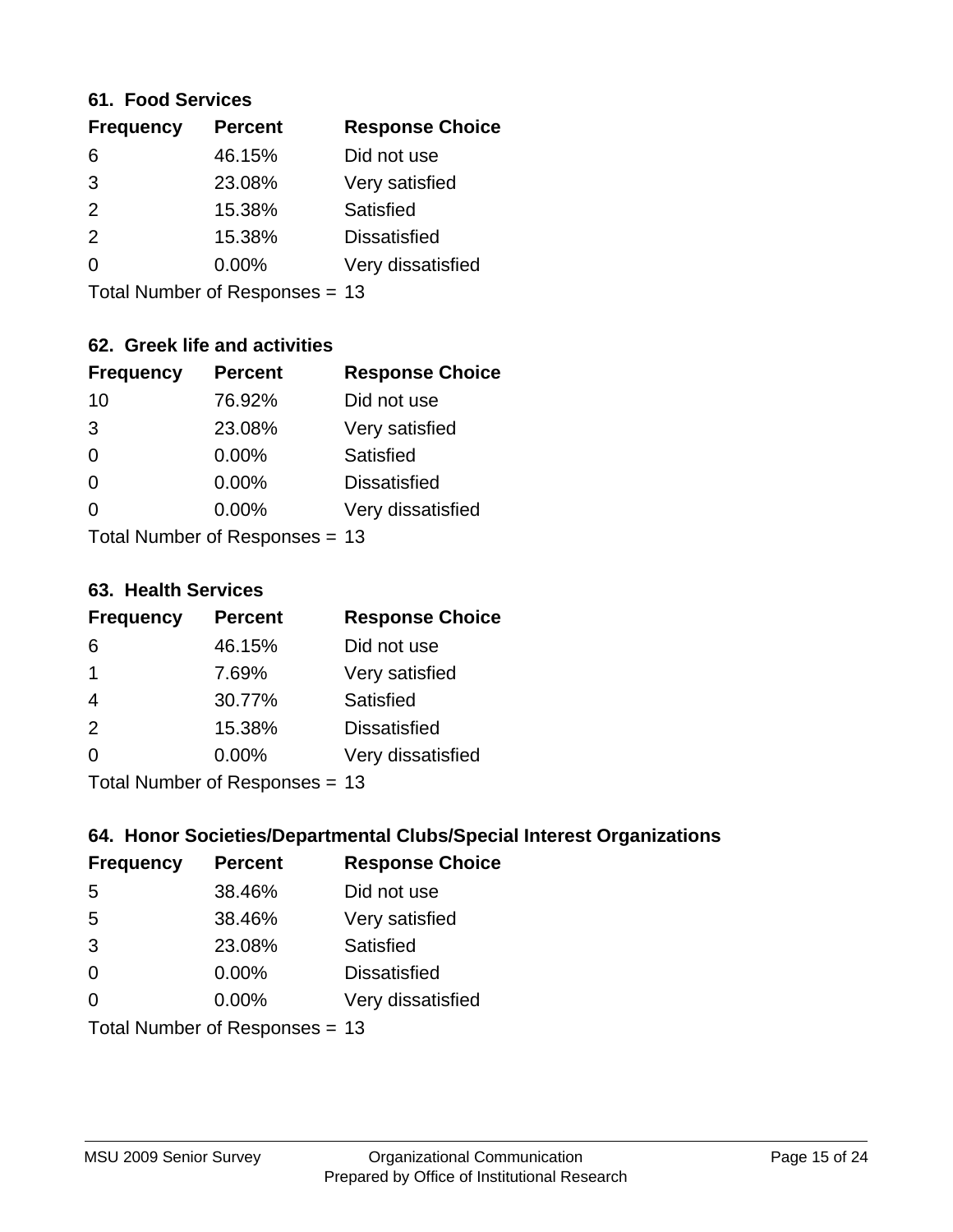### 61. Food Services

| Frequency | Percent | Response Choice |
| --- | --- | --- |
| 6 | 46.15% | Did not use |
| 3 | 23.08% | Very satisfied |
| 2 | 15.38% | Satisfied |
| 2 | 15.38% | Dissatisfied |
| 0 | 0.00% | Very dissatisfied |

Total Number of Responses = 13

### 62. Greek life and activities

| Frequency | Percent | Response Choice |
| --- | --- | --- |
| 10 | 76.92% | Did not use |
| 3 | 23.08% | Very satisfied |
| 0 | 0.00% | Satisfied |
| 0 | 0.00% | Dissatisfied |
| 0 | 0.00% | Very dissatisfied |

Total Number of Responses = 13

### 63. Health Services

| Frequency | Percent | Response Choice |
| --- | --- | --- |
| 6 | 46.15% | Did not use |
| 1 | 7.69% | Very satisfied |
| 4 | 30.77% | Satisfied |
| 2 | 15.38% | Dissatisfied |
| 0 | 0.00% | Very dissatisfied |

Total Number of Responses = 13

### 64. Honor Societies/Departmental Clubs/Special Interest Organizations

| Frequency | Percent | Response Choice |
| --- | --- | --- |
| 5 | 38.46% | Did not use |
| 5 | 38.46% | Very satisfied |
| 3 | 23.08% | Satisfied |
| 0 | 0.00% | Dissatisfied |
| 0 | 0.00% | Very dissatisfied |

Total Number of Responses = 13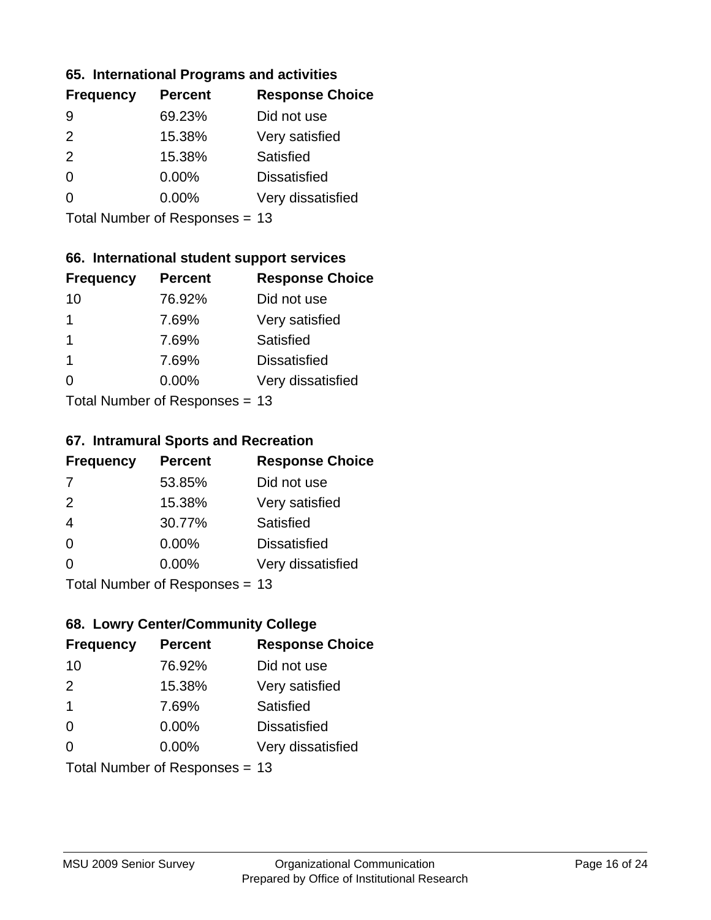### 65. International Programs and activities

| Frequency | Percent | Response Choice |
|---|---|---|
| 9 | 69.23% | Did not use |
| 2 | 15.38% | Very satisfied |
| 2 | 15.38% | Satisfied |
| 0 | 0.00% | Dissatisfied |
| 0 | 0.00% | Very dissatisfied |

Total Number of Responses = 13

### 66. International student support services

| Frequency | Percent | Response Choice |
|---|---|---|
| 10 | 76.92% | Did not use |
| 1 | 7.69% | Very satisfied |
| 1 | 7.69% | Satisfied |
| 1 | 7.69% | Dissatisfied |
| 0 | 0.00% | Very dissatisfied |

Total Number of Responses = 13

### 67. Intramural Sports and Recreation

| Frequency | Percent | Response Choice |
|---|---|---|
| 7 | 53.85% | Did not use |
| 2 | 15.38% | Very satisfied |
| 4 | 30.77% | Satisfied |
| 0 | 0.00% | Dissatisfied |
| 0 | 0.00% | Very dissatisfied |

Total Number of Responses = 13

### 68. Lowry Center/Community College

| Frequency | Percent | Response Choice |
|---|---|---|
| 10 | 76.92% | Did not use |
| 2 | 15.38% | Very satisfied |
| 1 | 7.69% | Satisfied |
| 0 | 0.00% | Dissatisfied |
| 0 | 0.00% | Very dissatisfied |

Total Number of Responses = 13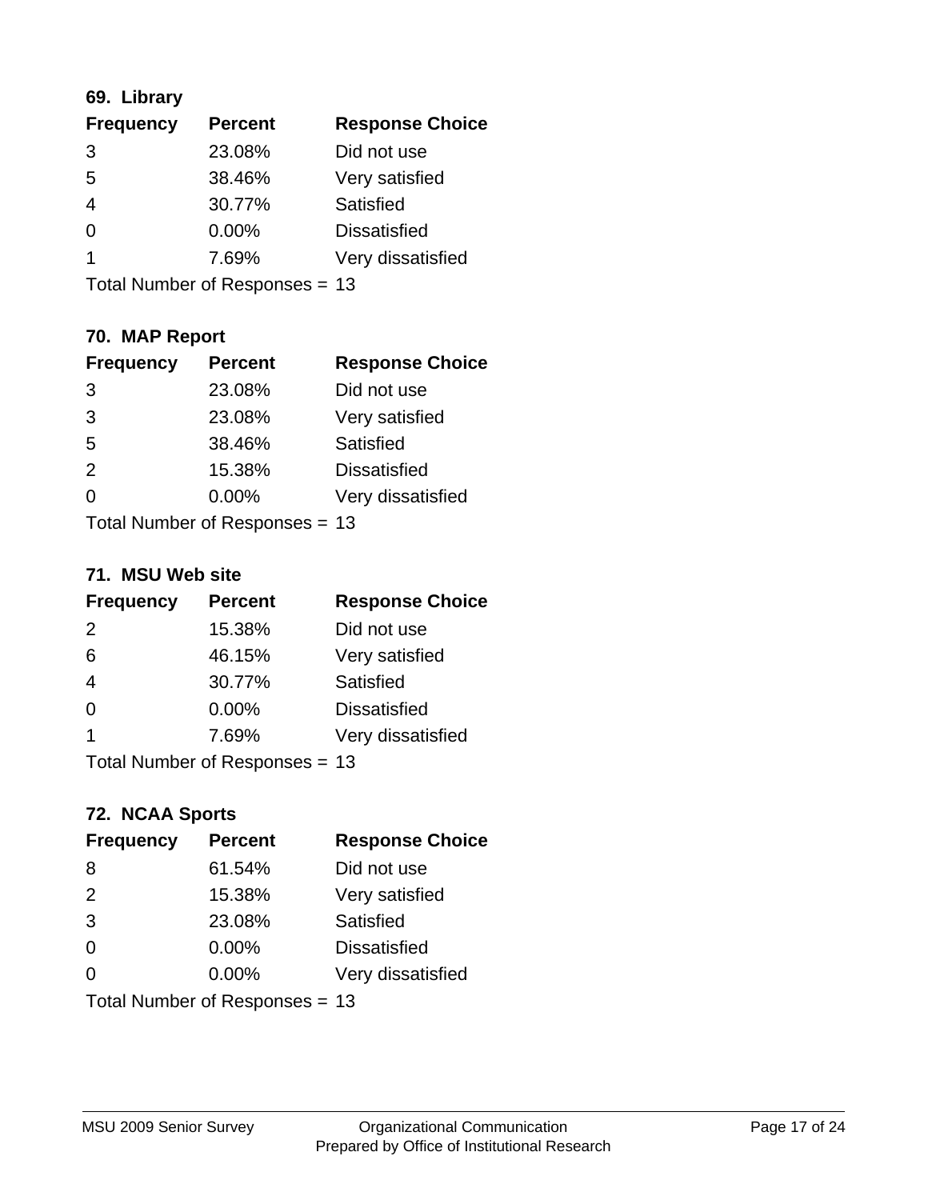### 69. Library

| Frequency | Percent | Response Choice |
|---|---|---|
| 3 | 23.08% | Did not use |
| 5 | 38.46% | Very satisfied |
| 4 | 30.77% | Satisfied |
| 0 | 0.00% | Dissatisfied |
| 1 | 7.69% | Very dissatisfied |

Total Number of Responses = 13

### 70. MAP Report

| Frequency | Percent | Response Choice |
|---|---|---|
| 3 | 23.08% | Did not use |
| 3 | 23.08% | Very satisfied |
| 5 | 38.46% | Satisfied |
| 2 | 15.38% | Dissatisfied |
| 0 | 0.00% | Very dissatisfied |

Total Number of Responses = 13

### 71. MSU Web site

| Frequency | Percent | Response Choice |
|---|---|---|
| 2 | 15.38% | Did not use |
| 6 | 46.15% | Very satisfied |
| 4 | 30.77% | Satisfied |
| 0 | 0.00% | Dissatisfied |
| 1 | 7.69% | Very dissatisfied |

Total Number of Responses = 13

### 72. NCAA Sports

| Frequency | Percent | Response Choice |
|---|---|---|
| 8 | 61.54% | Did not use |
| 2 | 15.38% | Very satisfied |
| 3 | 23.08% | Satisfied |
| 0 | 0.00% | Dissatisfied |
| 0 | 0.00% | Very dissatisfied |

Total Number of Responses = 13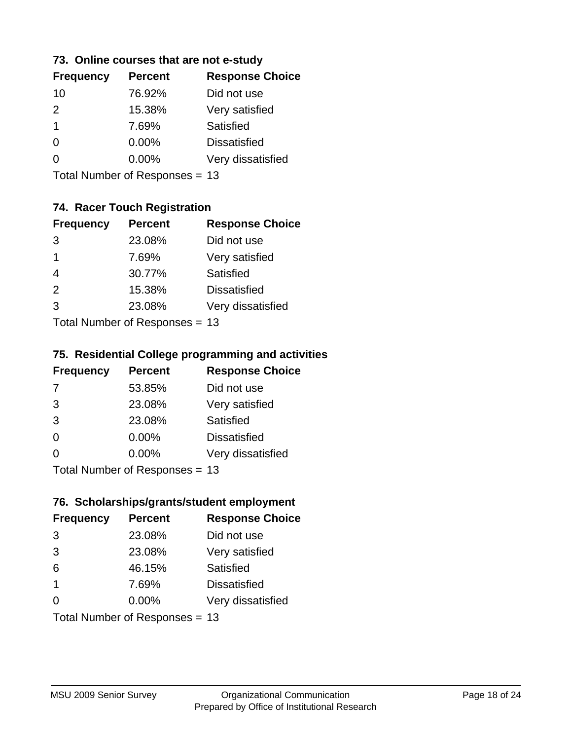### 73. Online courses that are not e-study

| Frequency | Percent | Response Choice |
|---|---|---|
| 10 | 76.92% | Did not use |
| 2 | 15.38% | Very satisfied |
| 1 | 7.69% | Satisfied |
| 0 | 0.00% | Dissatisfied |
| 0 | 0.00% | Very dissatisfied |

Total Number of Responses = 13

### 74. Racer Touch Registration

| Frequency | Percent | Response Choice |
|---|---|---|
| 3 | 23.08% | Did not use |
| 1 | 7.69% | Very satisfied |
| 4 | 30.77% | Satisfied |
| 2 | 15.38% | Dissatisfied |
| 3 | 23.08% | Very dissatisfied |

Total Number of Responses = 13

### 75. Residential College programming and activities

| Frequency | Percent | Response Choice |
|---|---|---|
| 7 | 53.85% | Did not use |
| 3 | 23.08% | Very satisfied |
| 3 | 23.08% | Satisfied |
| 0 | 0.00% | Dissatisfied |
| 0 | 0.00% | Very dissatisfied |

Total Number of Responses = 13

### 76. Scholarships/grants/student employment

| Frequency | Percent | Response Choice |
|---|---|---|
| 3 | 23.08% | Did not use |
| 3 | 23.08% | Very satisfied |
| 6 | 46.15% | Satisfied |
| 1 | 7.69% | Dissatisfied |
| 0 | 0.00% | Very dissatisfied |

Total Number of Responses = 13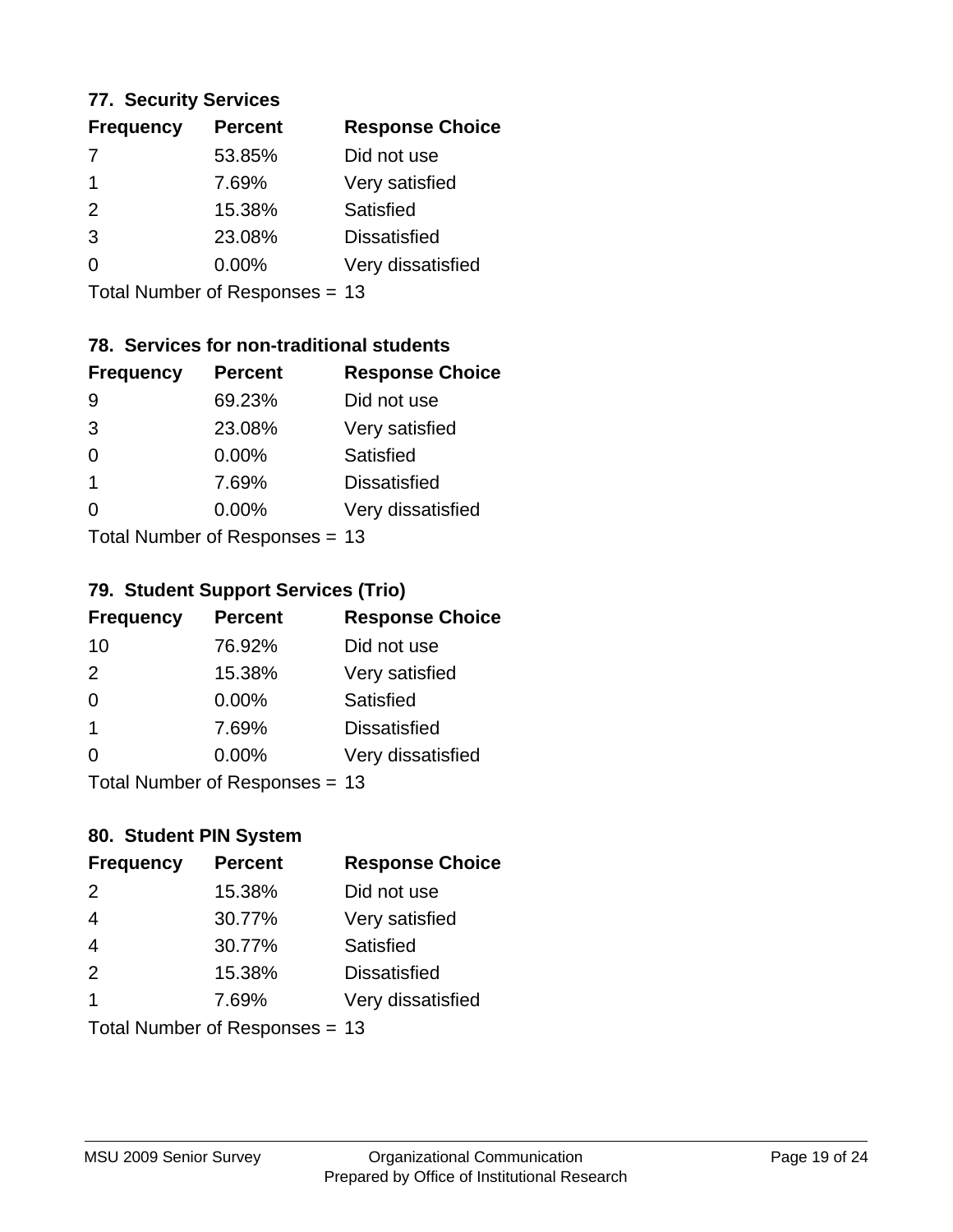### 77. Security Services

| Frequency | Percent | Response Choice |
|---|---|---|
| 7 | 53.85% | Did not use |
| 1 | 7.69% | Very satisfied |
| 2 | 15.38% | Satisfied |
| 3 | 23.08% | Dissatisfied |
| 0 | 0.00% | Very dissatisfied |

Total Number of Responses = 13

### 78. Services for non-traditional students

| Frequency | Percent | Response Choice |
|---|---|---|
| 9 | 69.23% | Did not use |
| 3 | 23.08% | Very satisfied |
| 0 | 0.00% | Satisfied |
| 1 | 7.69% | Dissatisfied |
| 0 | 0.00% | Very dissatisfied |

Total Number of Responses = 13

### 79. Student Support Services (Trio)

| Frequency | Percent | Response Choice |
|---|---|---|
| 10 | 76.92% | Did not use |
| 2 | 15.38% | Very satisfied |
| 0 | 0.00% | Satisfied |
| 1 | 7.69% | Dissatisfied |
| 0 | 0.00% | Very dissatisfied |

Total Number of Responses = 13

### 80. Student PIN System

| Frequency | Percent | Response Choice |
|---|---|---|
| 2 | 15.38% | Did not use |
| 4 | 30.77% | Very satisfied |
| 4 | 30.77% | Satisfied |
| 2 | 15.38% | Dissatisfied |
| 1 | 7.69% | Very dissatisfied |

Total Number of Responses = 13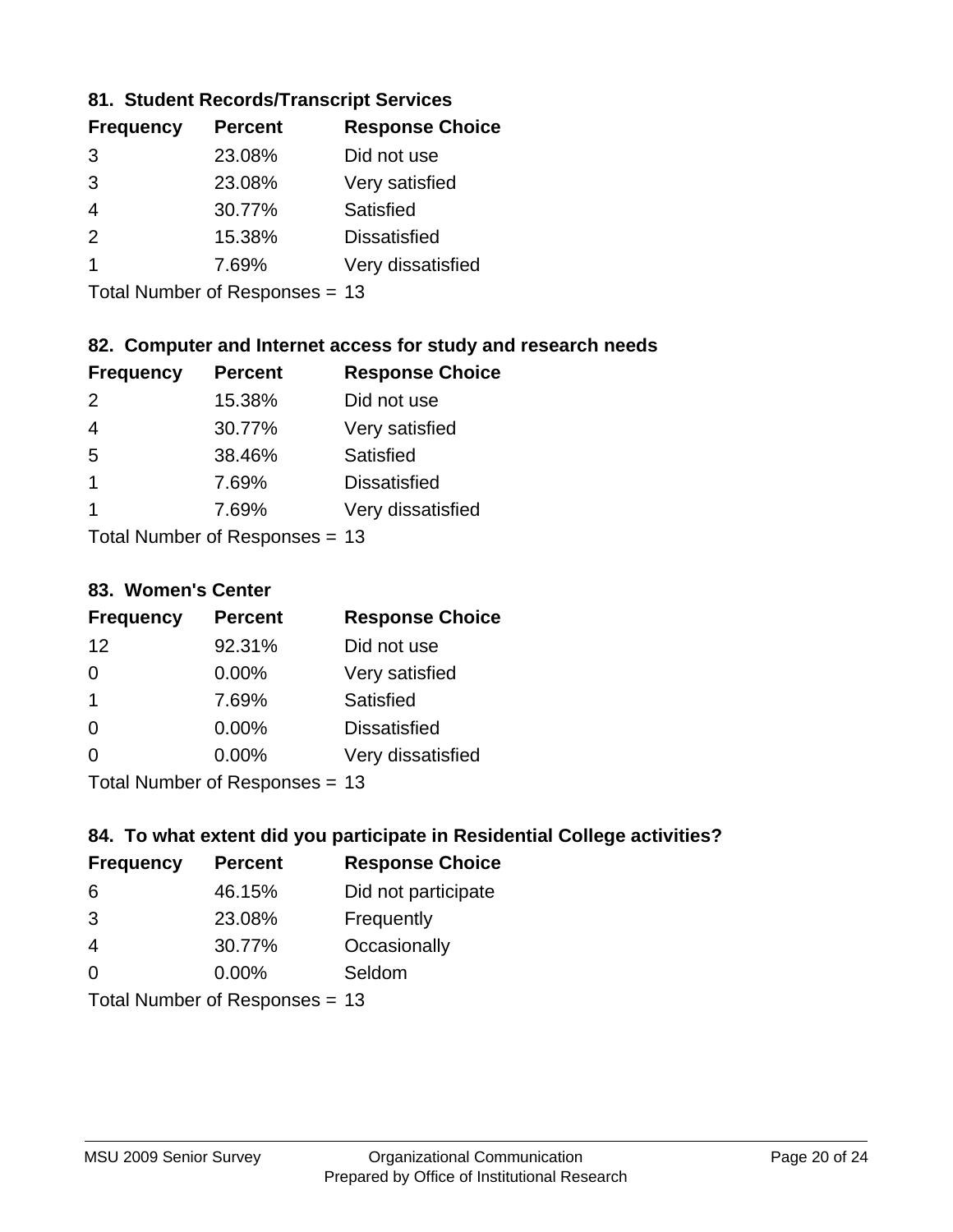### 81. Student Records/Transcript Services

| Frequency | Percent | Response Choice |
|---|---|---|
| 3 | 23.08% | Did not use |
| 3 | 23.08% | Very satisfied |
| 4 | 30.77% | Satisfied |
| 2 | 15.38% | Dissatisfied |
| 1 | 7.69% | Very dissatisfied |

Total Number of Responses = 13

### 82. Computer and Internet access for study and research needs

| Frequency | Percent | Response Choice |
|---|---|---|
| 2 | 15.38% | Did not use |
| 4 | 30.77% | Very satisfied |
| 5 | 38.46% | Satisfied |
| 1 | 7.69% | Dissatisfied |
| 1 | 7.69% | Very dissatisfied |

Total Number of Responses = 13

### 83. Women's Center

| Frequency | Percent | Response Choice |
|---|---|---|
| 12 | 92.31% | Did not use |
| 0 | 0.00% | Very satisfied |
| 1 | 7.69% | Satisfied |
| 0 | 0.00% | Dissatisfied |
| 0 | 0.00% | Very dissatisfied |

Total Number of Responses = 13

### 84. To what extent did you participate in Residential College activities?

| Frequency | Percent | Response Choice |
|---|---|---|
| 6 | 46.15% | Did not participate |
| 3 | 23.08% | Frequently |
| 4 | 30.77% | Occasionally |
| 0 | 0.00% | Seldom |

Total Number of Responses = 13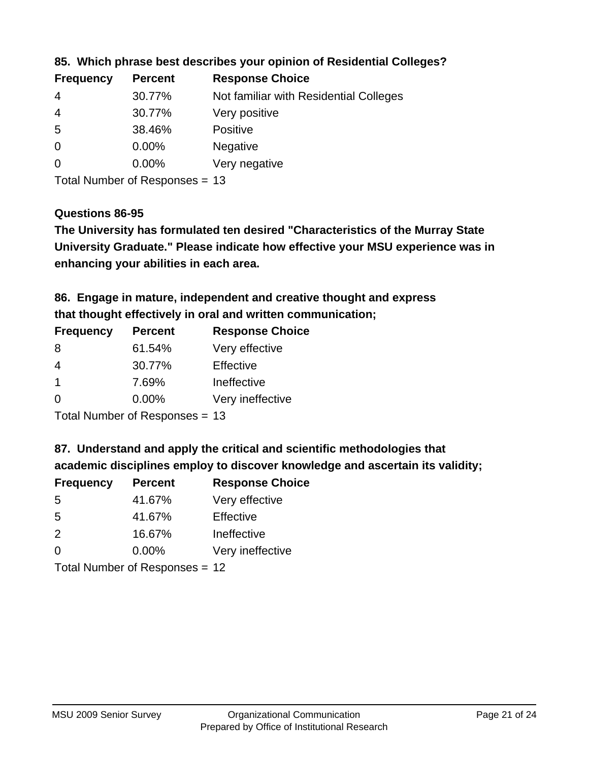**85. Which phrase best describes your opinion of Residential Colleges?**

| Frequency | Percent | Response Choice |
|---|---|---|
| 4 | 30.77% | Not familiar with Residential Colleges |
| 4 | 30.77% | Very positive |
| 5 | 38.46% | Positive |
| 0 | 0.00% | Negative |
| 0 | 0.00% | Very negative |

Total Number of Responses = 13

**Questions 86-95**

**The University has formulated ten desired "Characteristics of the Murray State University Graduate." Please indicate how effective your MSU experience was in enhancing your abilities in each area.**

**86. Engage in mature, independent and creative thought and express that thought effectively in oral and written communication;**

| Frequency | Percent | Response Choice |
|---|---|---|
| 8 | 61.54% | Very effective |
| 4 | 30.77% | Effective |
| 1 | 7.69% | Ineffective |
| 0 | 0.00% | Very ineffective |

Total Number of Responses = 13

**87. Understand and apply the critical and scientific methodologies that academic disciplines employ to discover knowledge and ascertain its validity;**

| Frequency | Percent | Response Choice |
|---|---|---|
| 5 | 41.67% | Very effective |
| 5 | 41.67% | Effective |
| 2 | 16.67% | Ineffective |
| 0 | 0.00% | Very ineffective |

Total Number of Responses = 12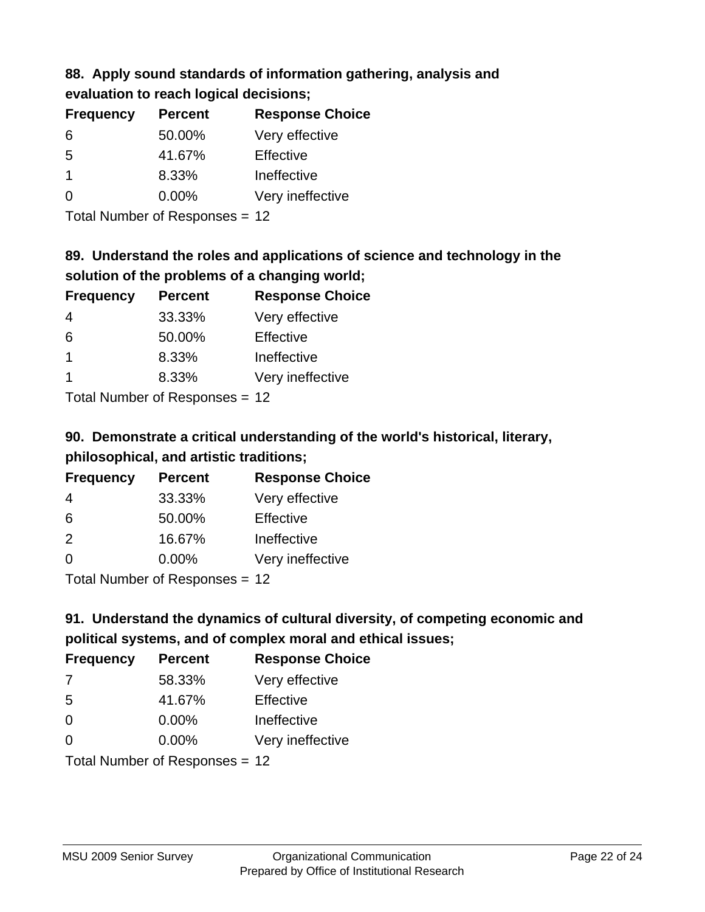**88. Apply sound standards of information gathering, analysis and evaluation to reach logical decisions;**

| Frequency | Percent | Response Choice |
| --- | --- | --- |
| 6 | 50.00% | Very effective |
| 5 | 41.67% | Effective |
| 1 | 8.33% | Ineffective |
| 0 | 0.00% | Very ineffective |

Total Number of Responses = 12

**89. Understand the roles and applications of science and technology in the solution of the problems of a changing world;**

| Frequency | Percent | Response Choice |
| --- | --- | --- |
| 4 | 33.33% | Very effective |
| 6 | 50.00% | Effective |
| 1 | 8.33% | Ineffective |
| 1 | 8.33% | Very ineffective |

Total Number of Responses = 12

**90. Demonstrate a critical understanding of the world's historical, literary, philosophical, and artistic traditions;**

| Frequency | Percent | Response Choice |
| --- | --- | --- |
| 4 | 33.33% | Very effective |
| 6 | 50.00% | Effective |
| 2 | 16.67% | Ineffective |
| 0 | 0.00% | Very ineffective |

Total Number of Responses = 12

**91. Understand the dynamics of cultural diversity, of competing economic and political systems, and of complex moral and ethical issues;**

| Frequency | Percent | Response Choice |
| --- | --- | --- |
| 7 | 58.33% | Very effective |
| 5 | 41.67% | Effective |
| 0 | 0.00% | Ineffective |
| 0 | 0.00% | Very ineffective |

Total Number of Responses = 12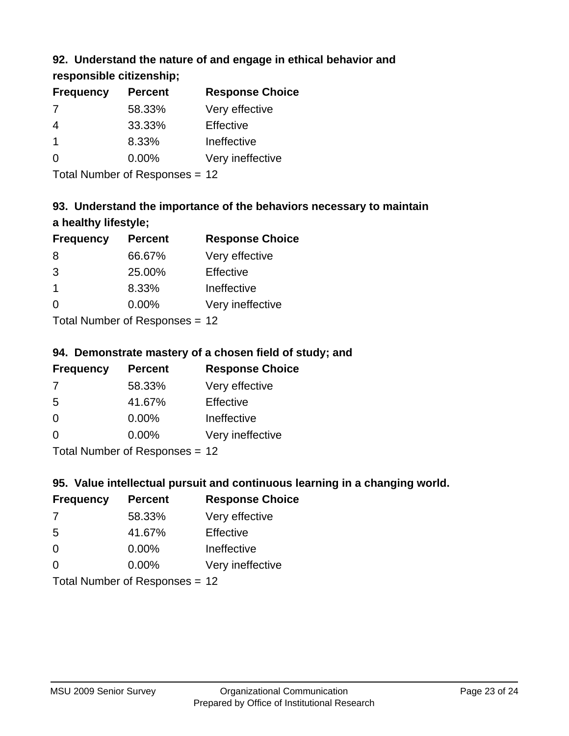### 92. Understand the nature of and engage in ethical behavior and responsible citizenship;

| Frequency | Percent | Response Choice |
|---|---|---|
| 7 | 58.33% | Very effective |
| 4 | 33.33% | Effective |
| 1 | 8.33% | Ineffective |
| 0 | 0.00% | Very ineffective |

Total Number of Responses = 12

### 93. Understand the importance of the behaviors necessary to maintain a healthy lifestyle;

| Frequency | Percent | Response Choice |
|---|---|---|
| 8 | 66.67% | Very effective |
| 3 | 25.00% | Effective |
| 1 | 8.33% | Ineffective |
| 0 | 0.00% | Very ineffective |

Total Number of Responses = 12

### 94. Demonstrate mastery of a chosen field of study; and

| Frequency | Percent | Response Choice |
|---|---|---|
| 7 | 58.33% | Very effective |
| 5 | 41.67% | Effective |
| 0 | 0.00% | Ineffective |
| 0 | 0.00% | Very ineffective |

Total Number of Responses = 12

### 95. Value intellectual pursuit and continuous learning in a changing world.

| Frequency | Percent | Response Choice |
|---|---|---|
| 7 | 58.33% | Very effective |
| 5 | 41.67% | Effective |
| 0 | 0.00% | Ineffective |
| 0 | 0.00% | Very ineffective |

Total Number of Responses = 12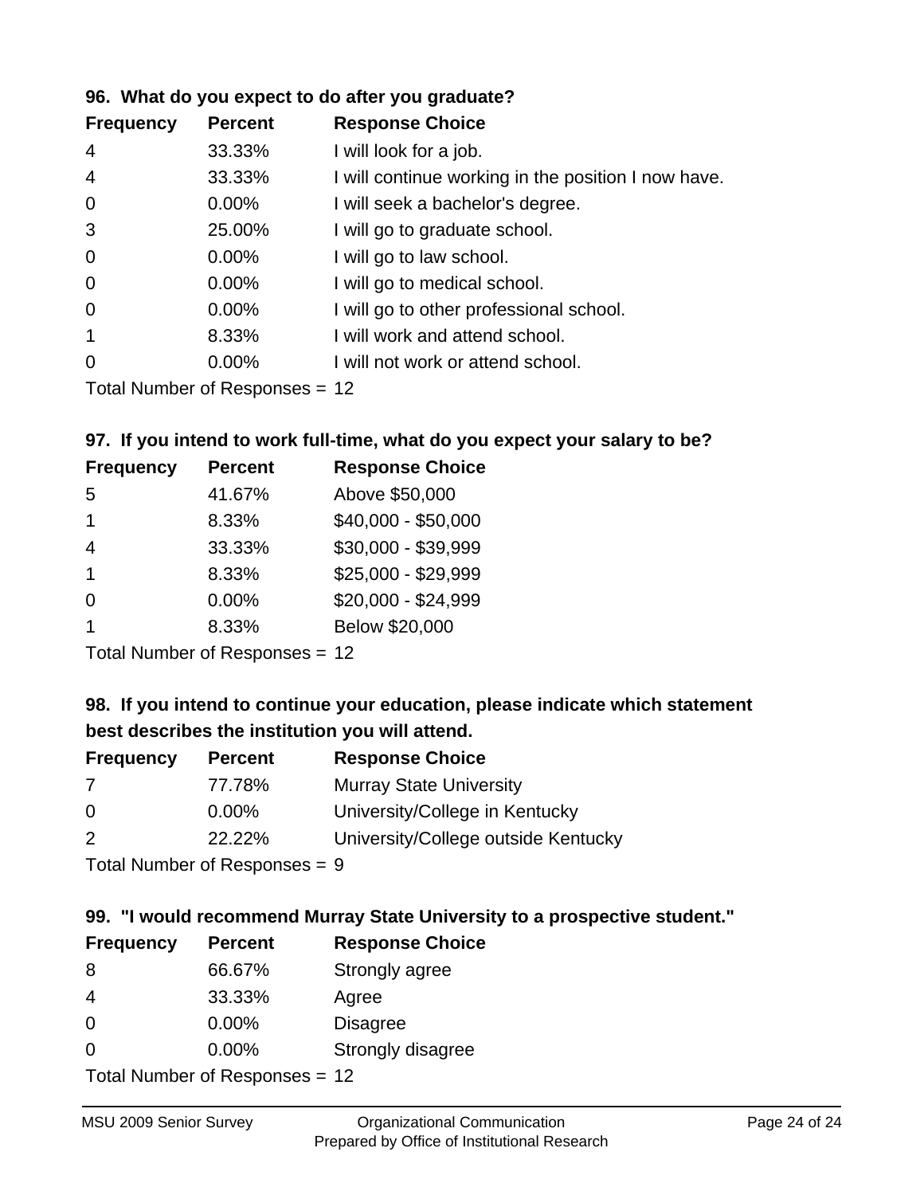### 96. What do you expect to do after you graduate?

| Frequency | Percent | Response Choice |
|---|---|---|
| 4 | 33.33% | I will look for a job. |
| 4 | 33.33% | I will continue working in the position I now have. |
| 0 | 0.00% | I will seek a bachelor's degree. |
| 3 | 25.00% | I will go to graduate school. |
| 0 | 0.00% | I will go to law school. |
| 0 | 0.00% | I will go to medical school. |
| 0 | 0.00% | I will go to other professional school. |
| 1 | 8.33% | I will work and attend school. |
| 0 | 0.00% | I will not work or attend school. |

Total Number of Responses = 12

### 97. If you intend to work full-time, what do you expect your salary to be?

| Frequency | Percent | Response Choice |
|---|---|---|
| 5 | 41.67% | Above $50,000 |
| 1 | 8.33% | $40,000 - $50,000 |
| 4 | 33.33% | $30,000 - $39,999 |
| 1 | 8.33% | $25,000 - $29,999 |
| 0 | 0.00% | $20,000 - $24,999 |
| 1 | 8.33% | Below $20,000 |

Total Number of Responses = 12

### 98. If you intend to continue your education, please indicate which statement best describes the institution you will attend.

| Frequency | Percent | Response Choice |
|---|---|---|
| 7 | 77.78% | Murray State University |
| 0 | 0.00% | University/College in Kentucky |
| 2 | 22.22% | University/College outside Kentucky |

Total Number of Responses = 9

### 99. "I would recommend Murray State University to a prospective student."

| Frequency | Percent | Response Choice |
|---|---|---|
| 8 | 66.67% | Strongly agree |
| 4 | 33.33% | Agree |
| 0 | 0.00% | Disagree |
| 0 | 0.00% | Strongly disagree |

Total Number of Responses = 12